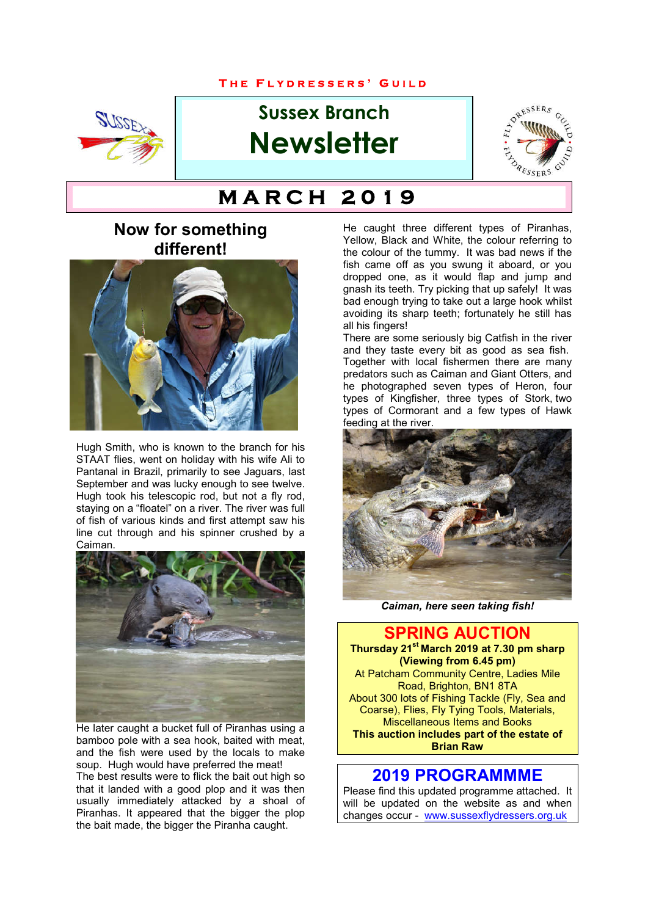THE FLYDRESSERS' GUILD

# Sussex Branch Newsletter

## MARCH 2019

## Now for something different!

Hugh Smith, who is known to the branch for his STAAT flies, went on holiday with his wife Ali to Pantanal in Brazil, primarily to see Jaguars, last September and was lucky enough to see twelve. Hugh took his telescopic rod, but not a fly rod, staying on a "floatel" on a river. The river was full of fish of various kinds and first attempt saw his line cut through and his spinner crushed by a Caiman.

He later caught a bucket full of Piranhas using a bamboo pole with a sea hook, baited with meat, and the fish were used by the locals to make soup. Hugh would have preferred the meat!

The best results were to flick the bait out high so that it landed with a good plop and it was then usually immediately attacked by a shoal of Piranhas. It appeared that the bigger the plop the bait made, the bigger the Piranha caught.

He caught three different types of Piranhas, Yellow, Black and White, the colour referring to the colour of the tummy. It was bad news if the fish came off as you swung it aboard, or you dropped one, as it would flap and jump and gnash its teeth. Try picking that up safely! It was bad enough trying to take out a large hook whilst avoiding its sharp teeth; fortunately he still has all his fingers!

There are some seriously big Catfish in the river and they taste every bit as good as sea fish. Together with local fishermen there are many predators such as Caiman and Giant Otters, and he photographed seven types of Heron, four types of Kingfisher, three types of Stork, two types of Cormorant and a few types of Hawk feeding at the river.

***Caiman, here seen taking fish!***

## SPRING AUCTION

**Thursday 21st March 2019 at 7.30 pm sharp**
**(Viewing from 6.45 pm)**

At Patcham Community Centre, Ladies Mile Road, Brighton, BN1 8TA

About 300 lots of Fishing Tackle (Fly, Sea and Coarse), Flies, Fly Tying Tools, Materials, Miscellaneous Items and Books

**This auction includes part of the estate of Brian Raw**

## 2019 PROGRAMMME

Please find this updated programme attached. It will be updated on the website as and when changes occur - www.sussexflydressers.org.uk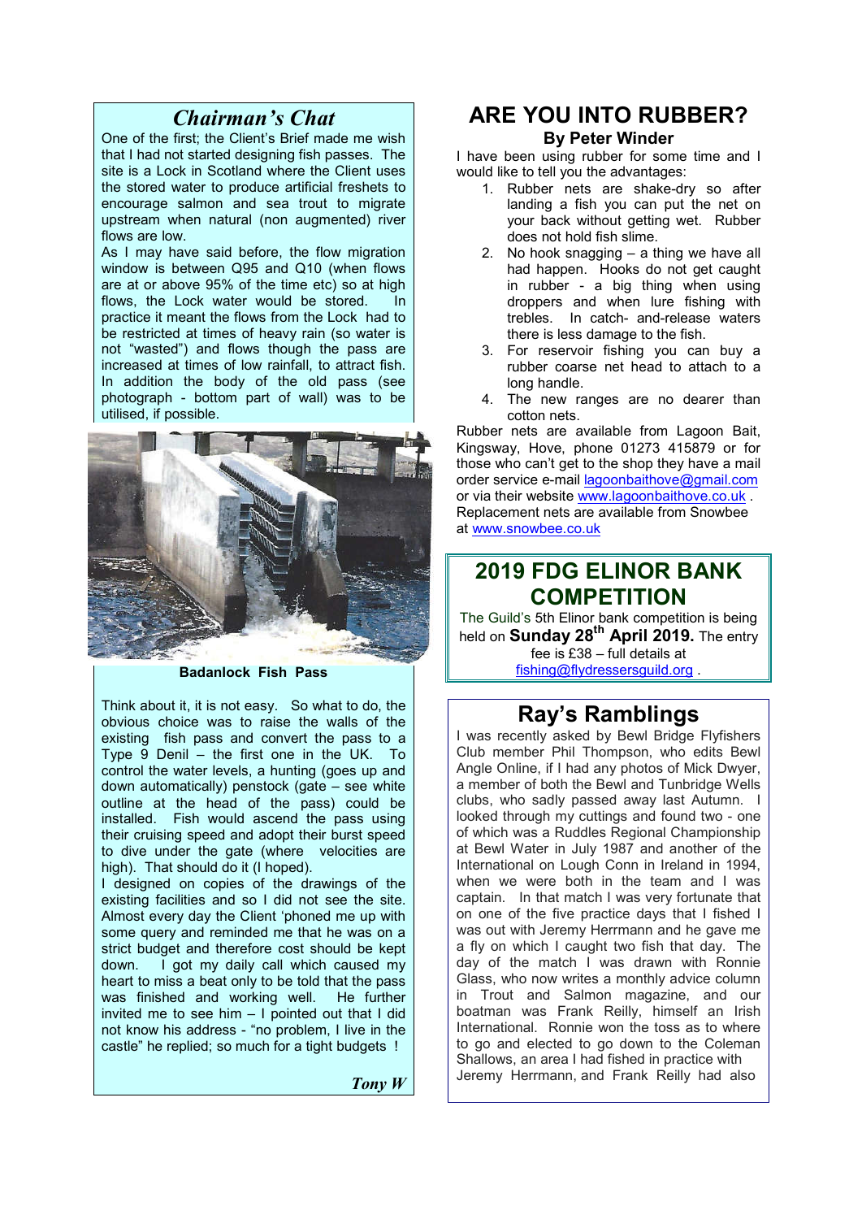## *Chairman's Chat*

One of the first; the Client's Brief made me wish that I had not started designing fish passes. The site is a Lock in Scotland where the Client uses the stored water to produce artificial freshets to encourage salmon and sea trout to migrate upstream when natural (non augmented) river flows are low.

As I may have said before, the flow migration window is between Q95 and Q10 (when flows are at or above 95% of the time etc) so at high flows, the Lock water would be stored. In practice it meant the flows from the Lock had to be restricted at times of heavy rain (so water is not "wasted") and flows though the pass are increased at times of low rainfall, to attract fish. In addition the body of the old pass (see photograph - bottom part of wall) was to be utilised, if possible.

**Badanlock Fish Pass**

Think about it, it is not easy. So what to do, the obvious choice was to raise the walls of the existing fish pass and convert the pass to a Type 9 Denil – the first one in the UK. To control the water levels, a hunting (goes up and down automatically) penstock (gate – see white outline at the head of the pass) could be installed. Fish would ascend the pass using their cruising speed and adopt their burst speed to dive under the gate (where velocities are high). That should do it (I hoped).

I designed on copies of the drawings of the existing facilities and so I did not see the site. Almost every day the Client 'phoned me up with some query and reminded me that he was on a strict budget and therefore cost should be kept down. I got my daily call which caused my heart to miss a beat only to be told that the pass was finished and working well. He further invited me to see him – I pointed out that I did not know his address - "no problem, I live in the castle" he replied; so much for a tight budgets !

***Tony W***

## ARE YOU INTO RUBBER?

### By Peter Winder

I have been using rubber for some time and I would like to tell you the advantages:

1. Rubber nets are shake-dry so after landing a fish you can put the net on your back without getting wet. Rubber does not hold fish slime.
2. No hook snagging – a thing we have all had happen. Hooks do not get caught in rubber - a big thing when using droppers and when lure fishing with trebles. In catch- and-release waters there is less damage to the fish.
3. For reservoir fishing you can buy a rubber coarse net head to attach to a long handle.
4. The new ranges are no dearer than cotton nets.

Rubber nets are available from Lagoon Bait, Kingsway, Hove, phone 01273 415879 or for those who can't get to the shop they have a mail order service e-mail lagoonbaithove@gmail.com or via their website www.lagoonbaithove.co.uk . Replacement nets are available from Snowbee at www.snowbee.co.uk

## 2019 FDG ELINOR BANK COMPETITION

The Guild's 5th Elinor bank competition is being held on **Sunday 28th April 2019.** The entry fee is £38 – full details at fishing@flydressersguild.org .

## Ray's Ramblings

I was recently asked by Bewl Bridge Flyfishers Club member Phil Thompson, who edits Bewl Angle Online, if I had any photos of Mick Dwyer, a member of both the Bewl and Tunbridge Wells clubs, who sadly passed away last Autumn. I looked through my cuttings and found two - one of which was a Ruddles Regional Championship at Bewl Water in July 1987 and another of the International on Lough Conn in Ireland in 1994, when we were both in the team and I was captain. In that match I was very fortunate that on one of the five practice days that I fished I was out with Jeremy Herrmann and he gave me a fly on which I caught two fish that day. The day of the match I was drawn with Ronnie Glass, who now writes a monthly advice column in Trout and Salmon magazine, and our boatman was Frank Reilly, himself an Irish International. Ronnie won the toss as to where to go and elected to go down to the Coleman Shallows, an area I had fished in practice with Jeremy Herrmann, and Frank Reilly had also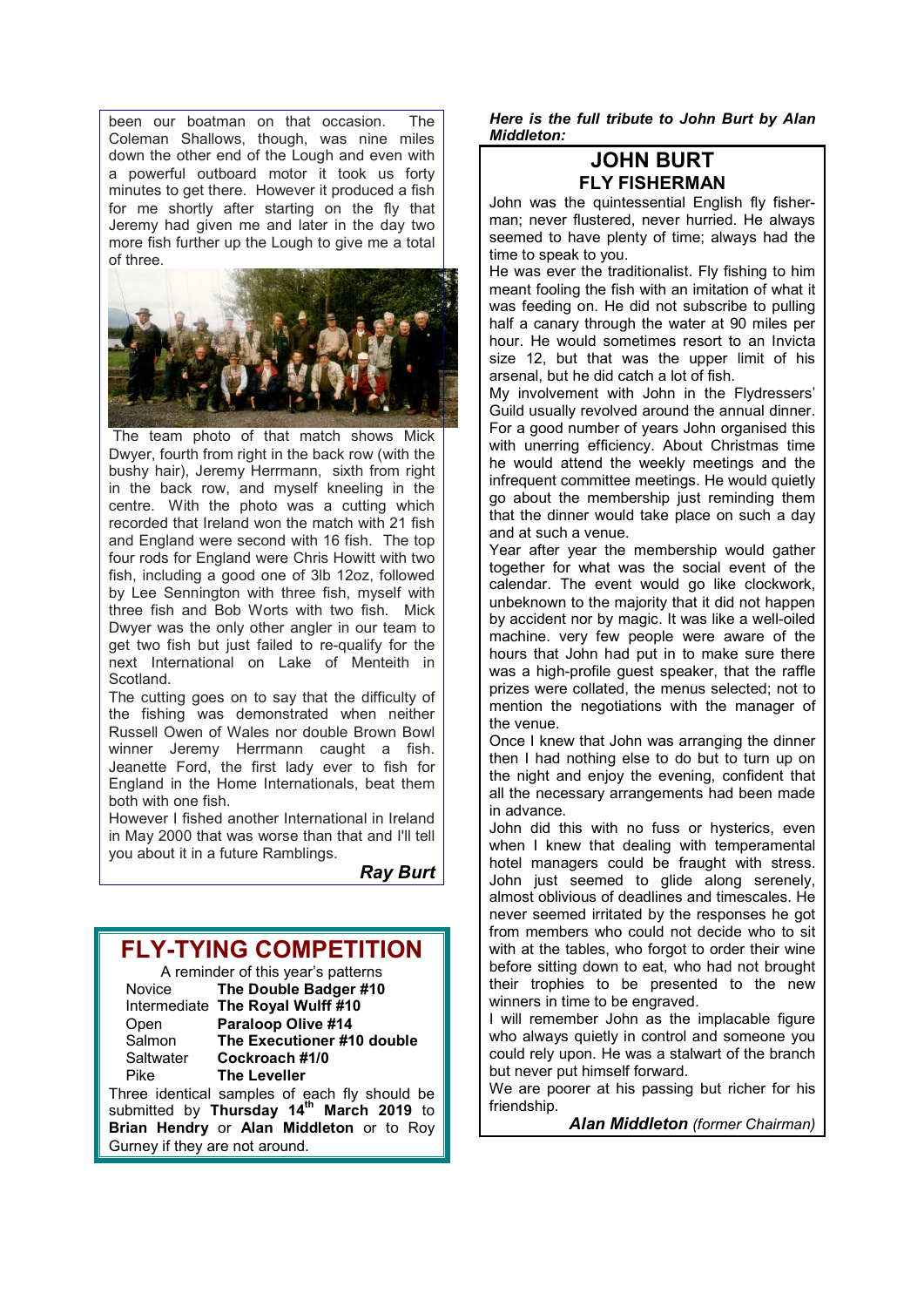been our boatman on that occasion. The Coleman Shallows, though, was nine miles down the other end of the Lough and even with a powerful outboard motor it took us forty minutes to get there. However it produced a fish for me shortly after starting on the fly that Jeremy had given me and later in the day two more fish further up the Lough to give me a total of three.

The team photo of that match shows Mick Dwyer, fourth from right in the back row (with the bushy hair), Jeremy Herrmann, sixth from right in the back row, and myself kneeling in the centre. With the photo was a cutting which recorded that Ireland won the match with 21 fish and England were second with 16 fish. The top four rods for England were Chris Howitt with two fish, including a good one of 3lb 12oz, followed by Lee Sennington with three fish, myself with three fish and Bob Worts with two fish. Mick Dwyer was the only other angler in our team to get two fish but just failed to re-qualify for the next International on Lake of Menteith in Scotland.

The cutting goes on to say that the difficulty of the fishing was demonstrated when neither Russell Owen of Wales nor double Brown Bowl winner Jeremy Herrmann caught a fish. Jeanette Ford, the first lady ever to fish for England in the Home Internationals, beat them both with one fish.

However I fished another International in Ireland in May 2000 that was worse than that and I'll tell you about it in a future Ramblings.

***Ray Burt***

# FLY-TYING COMPETITION

A reminder of this year's patterns

| | |
|---|---|
| Novice | **The Double Badger #10** |
| Intermediate | **The Royal Wulff #10** |
| Open | **Paraloop Olive #14** |
| Salmon | **The Executioner #10 double** |
| Saltwater | **Cockroach #1/0** |
| Pike | **The Leveller** |

Three identical samples of each fly should be submitted by **Thursday 14th March 2019** to **Brian Hendry** or **Alan Middleton** or to Roy Gurney if they are not around.

***Here is the full tribute to John Burt by Alan Middleton:***

## JOHN BURT
### FLY FISHERMAN

John was the quintessential English fly fisherman; never flustered, never hurried. He always seemed to have plenty of time; always had the time to speak to you.

He was ever the traditionalist. Fly fishing to him meant fooling the fish with an imitation of what it was feeding on. He did not subscribe to pulling half a canary through the water at 90 miles per hour. He would sometimes resort to an Invicta size 12, but that was the upper limit of his arsenal, but he did catch a lot of fish.

My involvement with John in the Flydressers' Guild usually revolved around the annual dinner. For a good number of years John organised this with unerring efficiency. About Christmas time he would attend the weekly meetings and the infrequent committee meetings. He would quietly go about the membership just reminding them that the dinner would take place on such a day and at such a venue.

Year after year the membership would gather together for what was the social event of the calendar. The event would go like clockwork, unbeknown to the majority that it did not happen by accident nor by magic. It was like a well-oiled machine. very few people were aware of the hours that John had put in to make sure there was a high-profile guest speaker, that the raffle prizes were collated, the menus selected; not to mention the negotiations with the manager of the venue.

Once I knew that John was arranging the dinner then I had nothing else to do but to turn up on the night and enjoy the evening, confident that all the necessary arrangements had been made in advance.

John did this with no fuss or hysterics, even when I knew that dealing with temperamental hotel managers could be fraught with stress. John just seemed to glide along serenely, almost oblivious of deadlines and timescales. He never seemed irritated by the responses he got from members who could not decide who to sit with at the tables, who forgot to order their wine before sitting down to eat, who had not brought their trophies to be presented to the new winners in time to be engraved.

I will remember John as the implacable figure who always quietly in control and someone you could rely upon. He was a stalwart of the branch but never put himself forward.

We are poorer at his passing but richer for his friendship.

***Alan Middleton*** *(former Chairman)*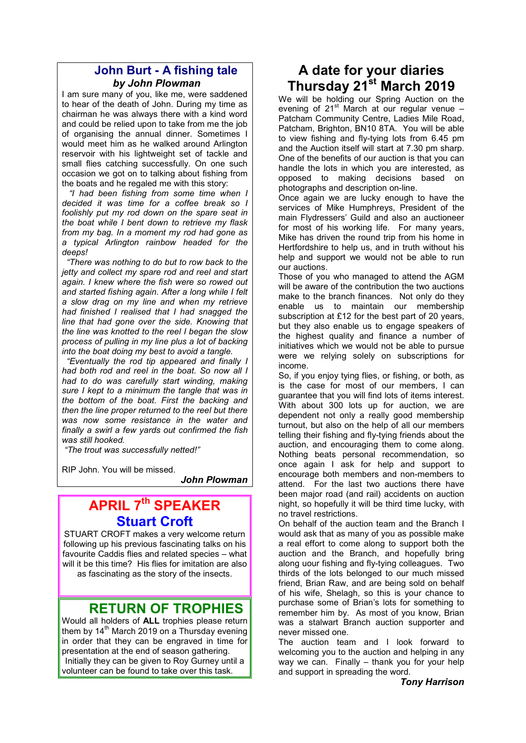## John Burt - A fishing tale

***by John Plowman***

I am sure many of you, like me, were saddened to hear of the death of John. During my time as chairman he was always there with a kind word and could be relied upon to take from me the job of organising the annual dinner. Sometimes I would meet him as he walked around Arlington reservoir with his lightweight set of tackle and small flies catching successfully. On one such occasion we got on to talking about fishing from the boats and he regaled me with this story:

*"I had been fishing from some time when I decided it was time for a coffee break so I foolishly put my rod down on the spare seat in the boat while I bent down to retrieve my flask from my bag. In a moment my rod had gone as a typical Arlington rainbow headed for the deeps!*

*"There was nothing to do but to row back to the jetty and collect my spare rod and reel and start again. I knew where the fish were so rowed out and started fishing again. After a long while I felt a slow drag on my line and when my retrieve had finished I realised that I had snagged the line that had gone over the side. Knowing that the line was knotted to the reel I began the slow process of pulling in my line plus a lot of backing into the boat doing my best to avoid a tangle.*

*"Eventually the rod tip appeared and finally I had both rod and reel in the boat. So now all I had to do was carefully start winding, making sure I kept to a minimum the tangle that was in the bottom of the boat. First the backing and then the line proper returned to the reel but there was now some resistance in the water and finally a swirl a few yards out confirmed the fish was still hooked.*

*"The trout was successfully netted!"*

RIP John. You will be missed.

***John Plowman***

## APRIL 7th SPEAKER

## Stuart Croft

STUART CROFT makes a very welcome return following up his previous fascinating talks on his favourite Caddis flies and related species – what will it be this time? His flies for imitation are also as fascinating as the story of the insects.

## RETURN OF TROPHIES

Would all holders of **ALL** trophies please return them by 14th March 2019 on a Thursday evening in order that they can be engraved in time for presentation at the end of season gathering.

Initially they can be given to Roy Gurney until a volunteer can be found to take over this task.

## A date for your diaries Thursday 21st March 2019

We will be holding our Spring Auction on the evening of 21st March at our regular venue – Patcham Community Centre, Ladies Mile Road, Patcham, Brighton, BN10 8TA. You will be able to view fishing and fly-tying lots from 6.45 pm and the Auction itself will start at 7.30 pm sharp. One of the benefits of our auction is that you can handle the lots in which you are interested, as opposed to making decisions based on photographs and description on-line.

Once again we are lucky enough to have the services of Mike Humphreys, President of the main Flydressers' Guild and also an auctioneer for most of his working life. For many years, Mike has driven the round trip from his home in Hertfordshire to help us, and in truth without his help and support we would not be able to run our auctions.

Those of you who managed to attend the AGM will be aware of the contribution the two auctions make to the branch finances. Not only do they enable us to maintain our membership subscription at £12 for the best part of 20 years, but they also enable us to engage speakers of the highest quality and finance a number of initiatives which we would not be able to pursue were we relying solely on subscriptions for income.

So, if you enjoy tying flies, or fishing, or both, as is the case for most of our members, I can guarantee that you will find lots of items interest. With about 300 lots up for auction, we are dependent not only a really good membership turnout, but also on the help of all our members telling their fishing and fly-tying friends about the auction, and encouraging them to come along. Nothing beats personal recommendation, so once again I ask for help and support to encourage both members and non-members to attend. For the last two auctions there have been major road (and rail) accidents on auction night, so hopefully it will be third time lucky, with no travel restrictions.

On behalf of the auction team and the Branch I would ask that as many of you as possible make a real effort to come along to support both the auction and the Branch, and hopefully bring along uour fishing and fly-tying colleagues. Two thirds of the lots belonged to our much missed friend, Brian Raw, and are being sold on behalf of his wife, Shelagh, so this is your chance to purchase some of Brian's lots for something to remember him by. As most of you know, Brian was a stalwart Branch auction supporter and never missed one.

The auction team and I look forward to welcoming you to the auction and helping in any way we can. Finally – thank you for your help and support in spreading the word.

***Tony Harrison***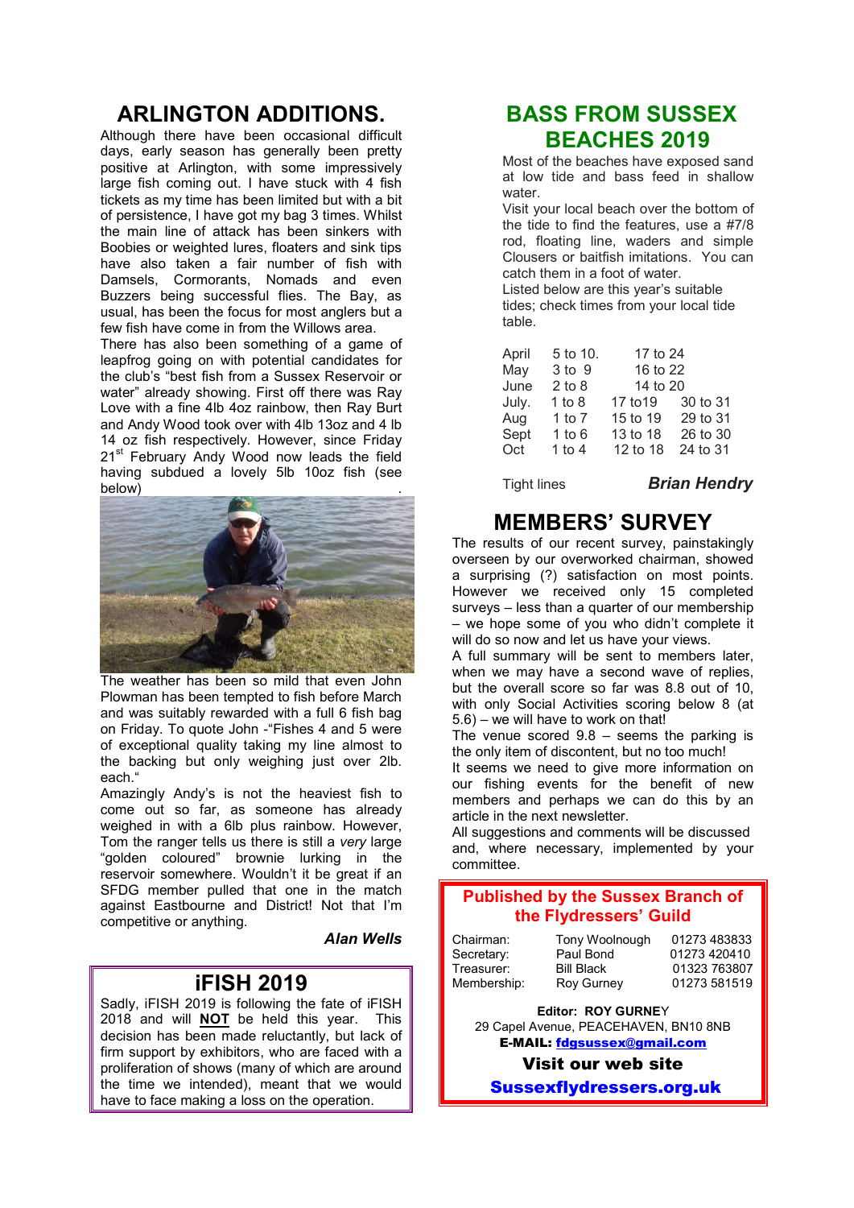## ARLINGTON ADDITIONS.

Although there have been occasional difficult days, early season has generally been pretty positive at Arlington, with some impressively large fish coming out. I have stuck with 4 fish tickets as my time has been limited but with a bit of persistence, I have got my bag 3 times. Whilst the main line of attack has been sinkers with Boobies or weighted lures, floaters and sink tips have also taken a fair number of fish with Damsels, Cormorants, Nomads and even Buzzers being successful flies. The Bay, as usual, has been the focus for most anglers but a few fish have come in from the Willows area.

There has also been something of a game of leapfrog going on with potential candidates for the club's "best fish from a Sussex Reservoir or water" already showing. First off there was Ray Love with a fine 4lb 4oz rainbow, then Ray Burt and Andy Wood took over with 4lb 13oz and 4 lb 14 oz fish respectively. However, since Friday 21st February Andy Wood now leads the field having subdued a lovely 5lb 10oz fish (see below).

The weather has been so mild that even John Plowman has been tempted to fish before March and was suitably rewarded with a full 6 fish bag on Friday. To quote John -"Fishes 4 and 5 were of exceptional quality taking my line almost to the backing but only weighing just over 2lb. each."

Amazingly Andy's is not the heaviest fish to come out so far, as someone has already weighed in with a 6lb plus rainbow. However, Tom the ranger tells us there is still a *very* large "golden coloured" brownie lurking in the reservoir somewhere. Wouldn't it be great if an SFDG member pulled that one in the match against Eastbourne and District! Not that I'm competitive or anything.

***Alan Wells***

## iFISH 2019

Sadly, iFISH 2019 is following the fate of iFISH 2018 and will **NOT** be held this year. This decision has been made reluctantly, but lack of firm support by exhibitors, who are faced with a proliferation of shows (many of which are around the time we intended), meant that we would have to face making a loss on the operation.

## BASS FROM SUSSEX BEACHES 2019

Most of the beaches have exposed sand at low tide and bass feed in shallow water.

Visit your local beach over the bottom of the tide to find the features, use a #7/8 rod, floating line, waders and simple Clousers or baitfish imitations. You can catch them in a foot of water.

Listed below are this year's suitable tides; check times from your local tide table.

| | | | |
|---|---|---|---|
| April | 5 to 10. | 17 to 24 | |
| May | 3 to 9 | 16 to 22 | |
| June | 2 to 8 | 14 to 20 | |
| July. | 1 to 8 | 17 to19 | 30 to 31 |
| Aug | 1 to 7 | 15 to 19 | 29 to 31 |
| Sept | 1 to 6 | 13 to 18 | 26 to 30 |
| Oct | 1 to 4 | 12 to 18 | 24 to 31 |

Tight lines ***Brian Hendry***

## MEMBERS' SURVEY

The results of our recent survey, painstakingly overseen by our overworked chairman, showed a surprising (?) satisfaction on most points. However we received only 15 completed surveys – less than a quarter of our membership – we hope some of you who didn't complete it will do so now and let us have your views.

A full summary will be sent to members later, when we may have a second wave of replies, but the overall score so far was 8.8 out of 10, with only Social Activities scoring below 8 (at 5.6) – we will have to work on that!

The venue scored 9.8 – seems the parking is the only item of discontent, but no too much!

It seems we need to give more information on our fishing events for the benefit of new members and perhaps we can do this by an article in the next newsletter.

All suggestions and comments will be discussed and, where necessary, implemented by your committee.

### Published by the Sussex Branch of the Flydressers' Guild

| | | |
|---|---|---|
| Chairman: | Tony Woolnough | 01273 483833 |
| Secretary: | Paul Bond | 01273 420410 |
| Treasurer: | Bill Black | 01323 763807 |
| Membership: | Roy Gurney | 01273 581519 |

**Editor: ROY GURNEY**
29 Capel Avenue, PEACEHAVEN, BN10 8NB
**E-MAIL: fdgsussex@gmail.com**

**Visit our web site**
**Sussexflydressers.org.uk**